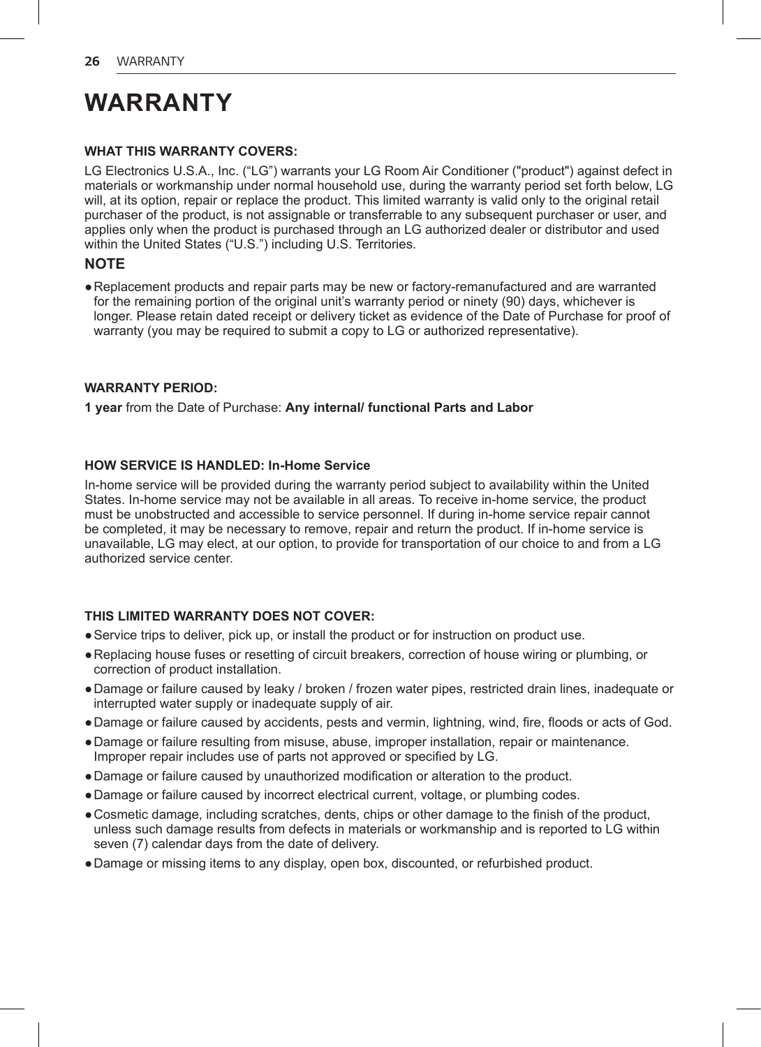# WARRANTY

**WHAT THIS WARRANTY COVERS:**

LG Electronics U.S.A., Inc. (“LG”) warrants your LG Room Air Conditioner ("product") against defect in materials or workmanship under normal household use, during the warranty period set forth below, LG will, at its option, repair or replace the product. This limited warranty is valid only to the original retail purchaser of the product, is not assignable or transferrable to any subsequent purchaser or user, and applies only when the product is purchased through an LG authorized dealer or distributor and used within the United States (“U.S.”) including U.S. Territories.

**NOTE**

- Replacement products and repair parts may be new or factory-remanufactured and are warranted for the remaining portion of the original unit’s warranty period or ninety (90) days, whichever is longer. Please retain dated receipt or delivery ticket as evidence of the Date of Purchase for proof of warranty (you may be required to submit a copy to LG or authorized representative).

**WARRANTY PERIOD:**

**1 year** from the Date of Purchase: **Any internal/ functional Parts and Labor**

**HOW SERVICE IS HANDLED: In-Home Service**

In-home service will be provided during the warranty period subject to availability within the United States. In-home service may not be available in all areas. To receive in-home service, the product must be unobstructed and accessible to service personnel. If during in-home service repair cannot be completed, it may be necessary to remove, repair and return the product. If in-home service is unavailable, LG may elect, at our option, to provide for transportation of our choice to and from a LG authorized service center.

**THIS LIMITED WARRANTY DOES NOT COVER:**

- Service trips to deliver, pick up, or install the product or for instruction on product use.
- Replacing house fuses or resetting of circuit breakers, correction of house wiring or plumbing, or correction of product installation.
- Damage or failure caused by leaky / broken / frozen water pipes, restricted drain lines, inadequate or interrupted water supply or inadequate supply of air.
- Damage or failure caused by accidents, pests and vermin, lightning, wind, fire, floods or acts of God.
- Damage or failure resulting from misuse, abuse, improper installation, repair or maintenance. Improper repair includes use of parts not approved or specified by LG.
- Damage or failure caused by unauthorized modification or alteration to the product.
- Damage or failure caused by incorrect electrical current, voltage, or plumbing codes.
- Cosmetic damage, including scratches, dents, chips or other damage to the finish of the product, unless such damage results from defects in materials or workmanship and is reported to LG within seven (7) calendar days from the date of delivery.
- Damage or missing items to any display, open box, discounted, or refurbished product.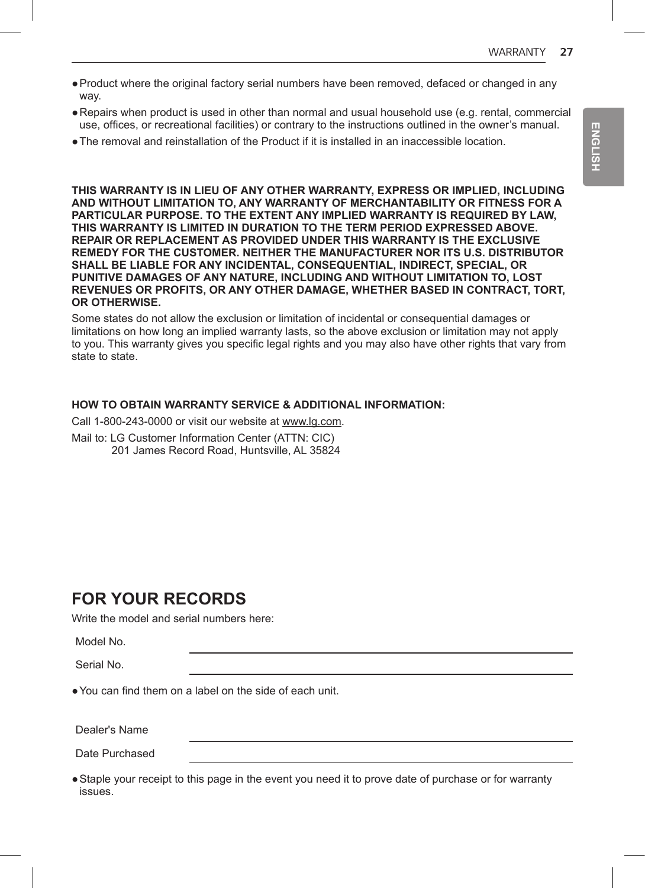- Product where the original factory serial numbers have been removed, defaced or changed in any way.
- Repairs when product is used in other than normal and usual household use (e.g. rental, commercial use, offices, or recreational facilities) or contrary to the instructions outlined in the owner's manual.
- The removal and reinstallation of the Product if it is installed in an inaccessible location.

**THIS WARRANTY IS IN LIEU OF ANY OTHER WARRANTY, EXPRESS OR IMPLIED, INCLUDING AND WITHOUT LIMITATION TO, ANY WARRANTY OF MERCHANTABILITY OR FITNESS FOR A PARTICULAR PURPOSE. TO THE EXTENT ANY IMPLIED WARRANTY IS REQUIRED BY LAW, THIS WARRANTY IS LIMITED IN DURATION TO THE TERM PERIOD EXPRESSED ABOVE. REPAIR OR REPLACEMENT AS PROVIDED UNDER THIS WARRANTY IS THE EXCLUSIVE REMEDY FOR THE CUSTOMER. NEITHER THE MANUFACTURER NOR ITS U.S. DISTRIBUTOR SHALL BE LIABLE FOR ANY INCIDENTAL, CONSEQUENTIAL, INDIRECT, SPECIAL, OR PUNITIVE DAMAGES OF ANY NATURE, INCLUDING AND WITHOUT LIMITATION TO, LOST REVENUES OR PROFITS, OR ANY OTHER DAMAGE, WHETHER BASED IN CONTRACT, TORT, OR OTHERWISE.**

Some states do not allow the exclusion or limitation of incidental or consequential damages or limitations on how long an implied warranty lasts, so the above exclusion or limitation may not apply to you. This warranty gives you specific legal rights and you may also have other rights that vary from state to state.

**HOW TO OBTAIN WARRANTY SERVICE & ADDITIONAL INFORMATION:**

Call 1-800-243-0000 or visit our website at www.lg.com.

Mail to: LG Customer Information Center (ATTN: CIC)
201 James Record Road, Huntsville, AL 35824

## FOR YOUR RECORDS

Write the model and serial numbers here:

Model No. \_\_\_\_\_\_\_\_\_\_\_\_\_\_\_\_\_\_\_\_

Serial No. \_\_\_\_\_\_\_\_\_\_\_\_\_\_\_\_\_\_\_\_

- You can find them on a label on the side of each unit.

Dealer's Name \_\_\_\_\_\_\_\_\_\_\_\_\_\_\_\_\_\_\_\_

Date Purchased \_\_\_\_\_\_\_\_\_\_\_\_\_\_\_\_\_\_\_\_

- Staple your receipt to this page in the event you need it to prove date of purchase or for warranty issues.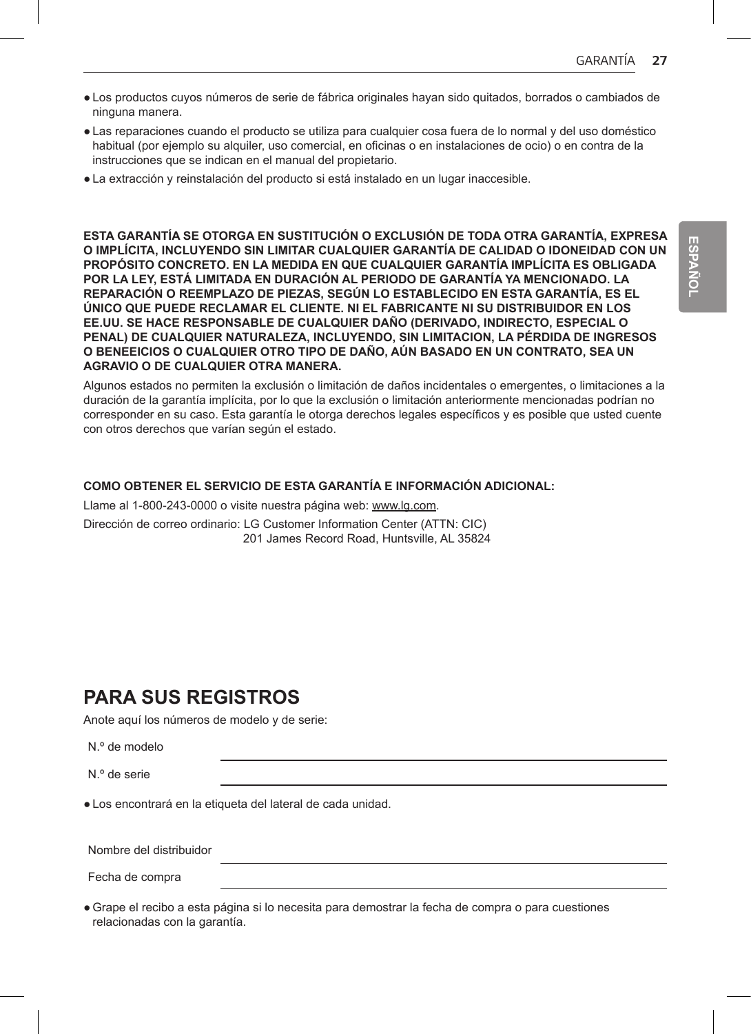- Los productos cuyos números de serie de fábrica originales hayan sido quitados, borrados o cambiados de ninguna manera.
- Las reparaciones cuando el producto se utiliza para cualquier cosa fuera de lo normal y del uso doméstico habitual (por ejemplo su alquiler, uso comercial, en oficinas o en instalaciones de ocio) o en contra de la instrucciones que se indican en el manual del propietario.
- La extracción y reinstalación del producto si está instalado en un lugar inaccesible.

**ESTA GARANTÍA SE OTORGA EN SUSTITUCIÓN O EXCLUSIÓN DE TODA OTRA GARANTÍA, EXPRESA O IMPLÍCITA, INCLUYENDO SIN LIMITAR CUALQUIER GARANTÍA DE CALIDAD O IDONEIDAD CON UN PROPÓSITO CONCRETO. EN LA MEDIDA EN QUE CUALQUIER GARANTÍA IMPLÍCITA ES OBLIGADA POR LA LEY, ESTÁ LIMITADA EN DURACIÓN AL PERIODO DE GARANTÍA YA MENCIONADO. LA REPARACIÓN O REEMPLAZO DE PIEZAS, SEGÚN LO ESTABLECIDO EN ESTA GARANTÍA, ES EL ÚNICO QUE PUEDE RECLAMAR EL CLIENTE. NI EL FABRICANTE NI SU DISTRIBUIDOR EN LOS EE.UU. SE HACE RESPONSABLE DE CUALQUIER DAÑO (DERIVADO, INDIRECTO, ESPECIAL O PENAL) DE CUALQUIER NATURALEZA, INCLUYENDO, SIN LIMITACION, LA PÉRDIDA DE INGRESOS O BENEEICIOS O CUALQUIER OTRO TIPO DE DAÑO, AÚN BASADO EN UN CONTRATO, SEA UN AGRAVIO O DE CUALQUIER OTRA MANERA.**

Algunos estados no permiten la exclusión o limitación de daños incidentales o emergentes, o limitaciones a la duración de la garantía implícita, por lo que la exclusión o limitación anteriormente mencionadas podrían no corresponder en su caso. Esta garantía le otorga derechos legales específicos y es posible que usted cuente con otros derechos que varían según el estado.

**COMO OBTENER EL SERVICIO DE ESTA GARANTÍA E INFORMACIÓN ADICIONAL:**

Llame al 1-800-243-0000 o visite nuestra página web: www.lg.com.

Dirección de correo ordinario: LG Customer Information Center (ATTN: CIC)
201 James Record Road, Huntsville, AL 35824

## PARA SUS REGISTROS

Anote aquí los números de modelo y de serie:

N.º de modelo ____________________

N.º de serie ____________________

- Los encontrará en la etiqueta del lateral de cada unidad.

Nombre del distribuidor ____________________

Fecha de compra ____________________

- Grape el recibo a esta página si lo necesita para demostrar la fecha de compra o para cuestiones relacionadas con la garantía.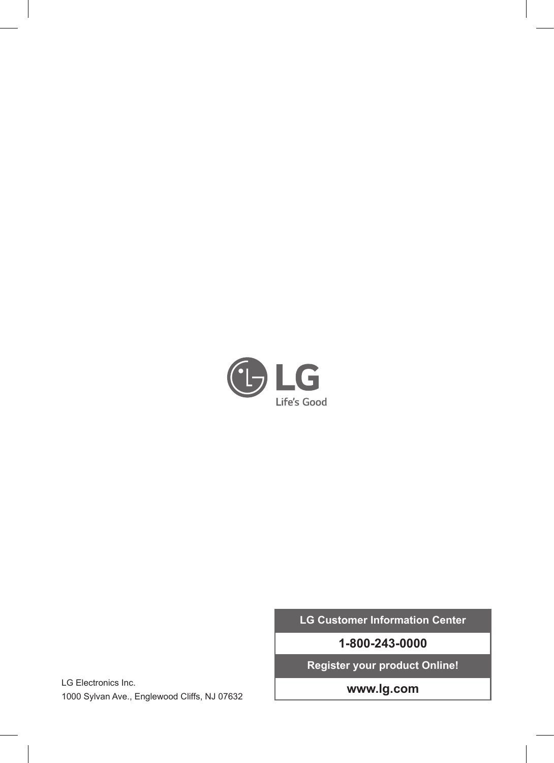LG

Life's Good

LG Electronics Inc.

1000 Sylvan Ave., Englewood Cliffs, NJ 07632

| LG Customer Information Center |
| --- |
| 1-800-243-0000 |
| Register your product Online! |
| www.lg.com |